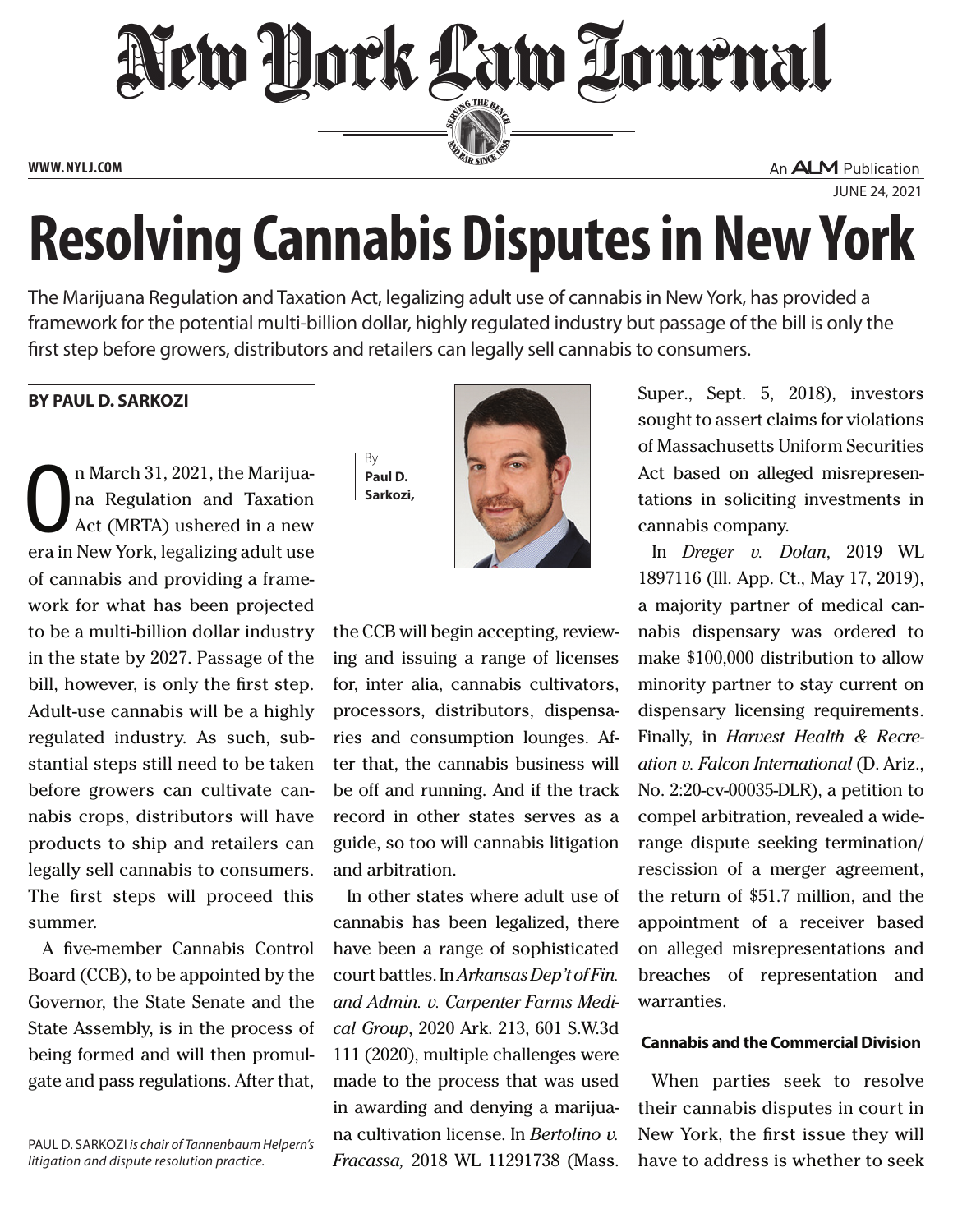# Resolving Cannabis Disputes in New York

The Marijuana Regulation and Taxation Act, legalizing adult use of cannabis in New York, has provided a framework for the potential multi-billion dollar, highly regulated industry but passage of the bill is only the first step before growers, distributors and retailers can legally sell cannabis to consumers.

**BY PAUL D. SARKOZI**

By **Paul D. Sarkozi,**

On March 31, 2021, the Marijuana Regulation and Taxation Act (MRTA) ushered in a new era in New York, legalizing adult use of cannabis and providing a framework for what has been projected to be a multi-billion dollar industry in the state by 2027. Passage of the bill, however, is only the first step. Adult-use cannabis will be a highly regulated industry. As such, substantial steps still need to be taken before growers can cultivate cannabis crops, distributors will have products to ship and retailers can legally sell cannabis to consumers. The first steps will proceed this summer.

A five-member Cannabis Control Board (CCB), to be appointed by the Governor, the State Senate and the State Assembly, is in the process of being formed and will then promulgate and pass regulations. After that, the CCB will begin accepting, reviewing and issuing a range of licenses for, inter alia, cannabis cultivators, processors, distributors, dispensaries and consumption lounges. After that, the cannabis business will be off and running. And if the track record in other states serves as a guide, so too will cannabis litigation and arbitration.

In other states where adult use of cannabis has been legalized, there have been a range of sophisticated court battles. In *Arkansas Dep't of Fin. and Admin. v. Carpenter Farms Medical Group*, 2020 Ark. 213, 601 S.W.3d 111 (2020), multiple challenges were made to the process that was used in awarding and denying a marijuana cultivation license. In *Bertolino v. Fracassa,* 2018 WL 11291738 (Mass. Super., Sept. 5, 2018), investors sought to assert claims for violations of Massachusetts Uniform Securities Act based on alleged misrepresentations in soliciting investments in cannabis company.

In *Dreger v. Dolan*, 2019 WL 1897116 (Ill. App. Ct., May 17, 2019), a majority partner of medical cannabis dispensary was ordered to make $100,000 distribution to allow minority partner to stay current on dispensary licensing requirements. Finally, in *Harvest Health & Recreation v. Falcon International* (D. Ariz., No. 2:20-cv-00035-DLR), a petition to compel arbitration, revealed a wide-range dispute seeking termination/rescission of a merger agreement, the return of $51.7 million, and the appointment of a receiver based on alleged misrepresentations and breaches of representation and warranties.

#### Cannabis and the Commercial Division

When parties seek to resolve their cannabis disputes in court in New York, the first issue they will have to address is whether to seek

PAUL D. SARKOZI *is chair of Tannenbaum Helpern's litigation and dispute resolution practice.*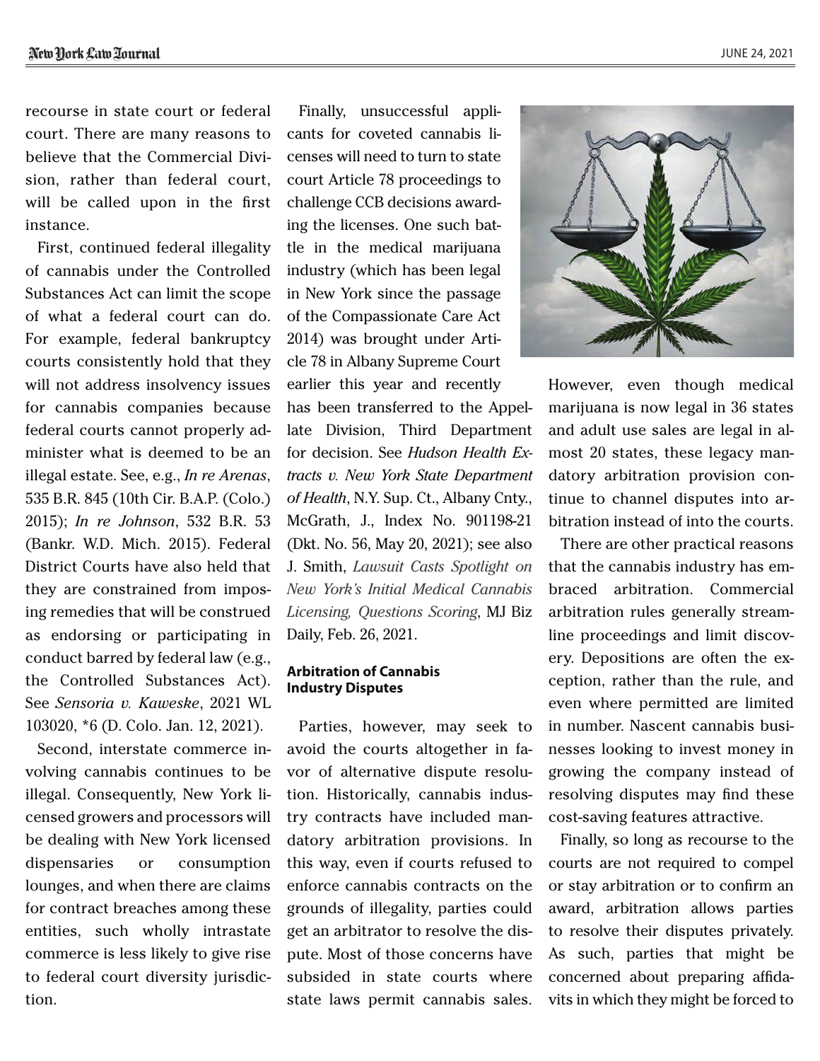recourse in state court or federal court. There are many reasons to believe that the Commercial Division, rather than federal court, will be called upon in the first instance.

First, continued federal illegality of cannabis under the Controlled Substances Act can limit the scope of what a federal court can do. For example, federal bankruptcy courts consistently hold that they will not address insolvency issues for cannabis companies because federal courts cannot properly administer what is deemed to be an illegal estate. See, e.g., *In re Arenas*, 535 B.R. 845 (10th Cir. B.A.P. (Colo.) 2015); *In re Johnson*, 532 B.R. 53 (Bankr. W.D. Mich. 2015). Federal District Courts have also held that they are constrained from imposing remedies that will be construed as endorsing or participating in conduct barred by federal law (e.g., the Controlled Substances Act). See *Sensoria v. Kaweske*, 2021 WL 103020, *6 (D. Colo. Jan. 12, 2021).

Second, interstate commerce involving cannabis continues to be illegal. Consequently, New York licensed growers and processors will be dealing with New York licensed dispensaries or consumption lounges, and when there are claims for contract breaches among these entities, such wholly intrastate commerce is less likely to give rise to federal court diversity jurisdiction.

Finally, unsuccessful applicants for coveted cannabis licenses will need to turn to state court Article 78 proceedings to challenge CCB decisions awarding the licenses. One such battle in the medical marijuana industry (which has been legal in New York since the passage of the Compassionate Care Act 2014) was brought under Article 78 in Albany Supreme Court earlier this year and recently has been transferred to the Appellate Division, Third Department for decision. See *Hudson Health Extracts v. New York State Department of Health*, N.Y. Sup. Ct., Albany Cnty., McGrath, J., Index No. 901198-21 (Dkt. No. 56, May 20, 2021); see also J. Smith, *Lawsuit Casts Spotlight on New York's Initial Medical Cannabis Licensing, Questions Scoring*, MJ Biz Daily, Feb. 26, 2021.

## Arbitration of Cannabis Industry Disputes

Parties, however, may seek to avoid the courts altogether in favor of alternative dispute resolution. Historically, cannabis industry contracts have included mandatory arbitration provisions. In this way, even if courts refused to enforce cannabis contracts on the grounds of illegality, parties could get an arbitrator to resolve the dispute. Most of those concerns have subsided in state courts where state laws permit cannabis sales. However, even though medical marijuana is now legal in 36 states and adult use sales are legal in almost 20 states, these legacy mandatory arbitration provision continue to channel disputes into arbitration instead of into the courts.

There are other practical reasons that the cannabis industry has embraced arbitration. Commercial arbitration rules generally streamline proceedings and limit discovery. Depositions are often the exception, rather than the rule, and even where permitted are limited in number. Nascent cannabis businesses looking to invest money in growing the company instead of resolving disputes may find these cost-saving features attractive.

Finally, so long as recourse to the courts are not required to compel or stay arbitration or to confirm an award, arbitration allows parties to resolve their disputes privately. As such, parties that might be concerned about preparing affidavits in which they might be forced to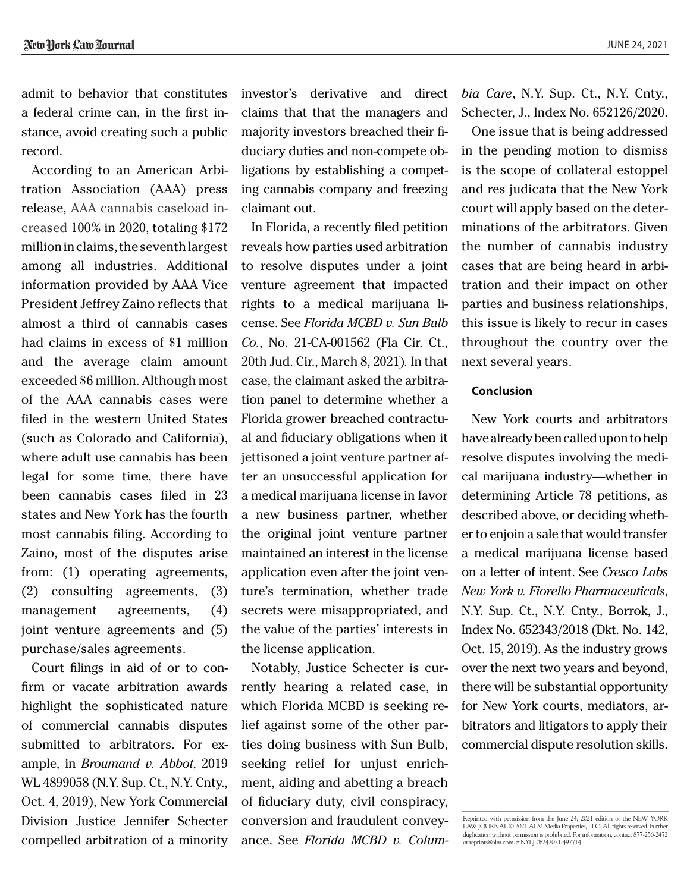admit to behavior that constitutes a federal crime can, in the first instance, avoid creating such a public record.

According to an American Arbitration Association (AAA) press release, AAA cannabis caseload increased 100% in 2020, totaling $172 million in claims, the seventh largest among all industries. Additional information provided by AAA Vice President Jeffrey Zaino reflects that almost a third of cannabis cases had claims in excess of $1 million and the average claim amount exceeded $6 million. Although most of the AAA cannabis cases were filed in the western United States (such as Colorado and California), where adult use cannabis has been legal for some time, there have been cannabis cases filed in 23 states and New York has the fourth most cannabis filing. According to Zaino, most of the disputes arise from: (1) operating agreements, (2) consulting agreements, (3) management agreements, (4) joint venture agreements and (5) purchase/sales agreements.

Court filings in aid of or to confirm or vacate arbitration awards highlight the sophisticated nature of commercial cannabis disputes submitted to arbitrators. For example, in *Broumand v. Abbot*, 2019 WL 4899058 (N.Y. Sup. Ct., N.Y. Cnty., Oct. 4, 2019), New York Commercial Division Justice Jennifer Schecter compelled arbitration of a minority investor's derivative and direct claims that that the managers and majority investors breached their fiduciary duties and non-compete obligations by establishing a competing cannabis company and freezing claimant out.

In Florida, a recently filed petition reveals how parties used arbitration to resolve disputes under a joint venture agreement that impacted rights to a medical marijuana license. See *Florida MCBD v. Sun Bulb Co.*, No. 21-CA-001562 (Fla Cir. Ct., 20th Jud. Cir., March 8, 2021). In that case, the claimant asked the arbitration panel to determine whether a Florida grower breached contractual and fiduciary obligations when it jettisoned a joint venture partner after an unsuccessful application for a medical marijuana license in favor a new business partner, whether the original joint venture partner maintained an interest in the license application even after the joint venture's termination, whether trade secrets were misappropriated, and the value of the parties' interests in the license application.

Notably, Justice Schecter is currently hearing a related case, in which Florida MCBD is seeking relief against some of the other parties doing business with Sun Bulb, seeking relief for unjust enrichment, aiding and abetting a breach of fiduciary duty, civil conspiracy, conversion and fraudulent conveyance. See *Florida MCBD v. Columbia Care*, N.Y. Sup. Ct., N.Y. Cnty., Schecter, J., Index No. 652126/2020.

One issue that is being addressed in the pending motion to dismiss is the scope of collateral estoppel and res judicata that the New York court will apply based on the determinations of the arbitrators. Given the number of cannabis industry cases that are being heard in arbitration and their impact on other parties and business relationships, this issue is likely to recur in cases throughout the country over the next several years.

## Conclusion

New York courts and arbitrators have already been called upon to help resolve disputes involving the medical marijuana industry—whether in determining Article 78 petitions, as described above, or deciding whether to enjoin a sale that would transfer a medical marijuana license based on a letter of intent. See *Cresco Labs New York v. Fiorello Pharmaceuticals*, N.Y. Sup. Ct., N.Y. Cnty., Borrok, J., Index No. 652343/2018 (Dkt. No. 142, Oct. 15, 2019). As the industry grows over the next two years and beyond, there will be substantial opportunity for New York courts, mediators, arbitrators and litigators to apply their commercial dispute resolution skills.

Reprinted with permission from the June 24, 2021 edition of the NEW YORK LAW JOURNAL © 2021 ALM Media Properties, LLC. All rights reserved. Further duplication without permission is prohibited. For information, contact 877-256-2472 or reprints@alm.com. # NYLJ-06242021-497714